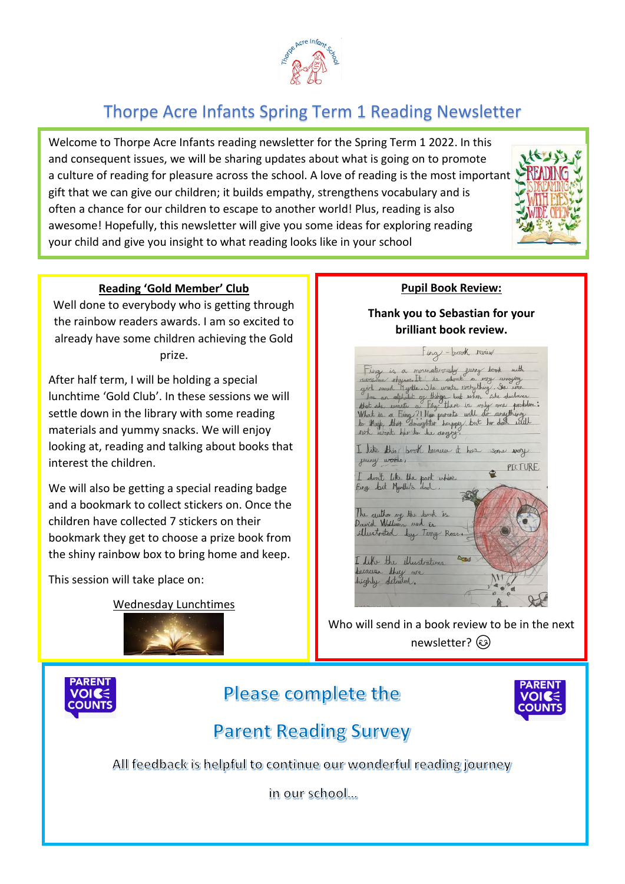# Thorpe Acre Infants Spring Term 1 Reading Newsletter

Welcome to Thorpe Acre Infants reading newsletter for the Spring Term 1 2022. In this and consequent issues, we will be sharing updates about what is going on to promote a culture of reading for pleasure across the school. A love of reading is the most important gift that we can give our children; it builds empathy, strengthens vocabulary and is often a chance for our children to escape to another world! Plus, reading is also awesome! Hopefully, this newsletter will give you some ideas for exploring reading your child and give you insight to what reading looks like in your school

## Reading 'Gold Member' Club

Well done to everybody who is getting through the rainbow readers awards. I am so excited to already have some children achieving the Gold prize.

After half term, I will be holding a special lunchtime 'Gold Club'. In these sessions we will settle down in the library with some reading materials and yummy snacks. We will enjoy looking at, reading and talking about books that interest the children.

We will also be getting a special reading badge and a bookmark to collect stickers on. Once the children have collected 7 stickers on their bookmark they get to choose a prize book from the shiny rainbow box to bring home and keep.

This session will take place on:

Wednesday Lunchtimes

## Pupil Book Review:

**Thank you to Sebastian for your brilliant book review.**

Who will send in a book review to be in the next newsletter? 😉

## Please complete the Parent Reading Survey

All feedback is helpful to continue our wonderful reading journey in our school...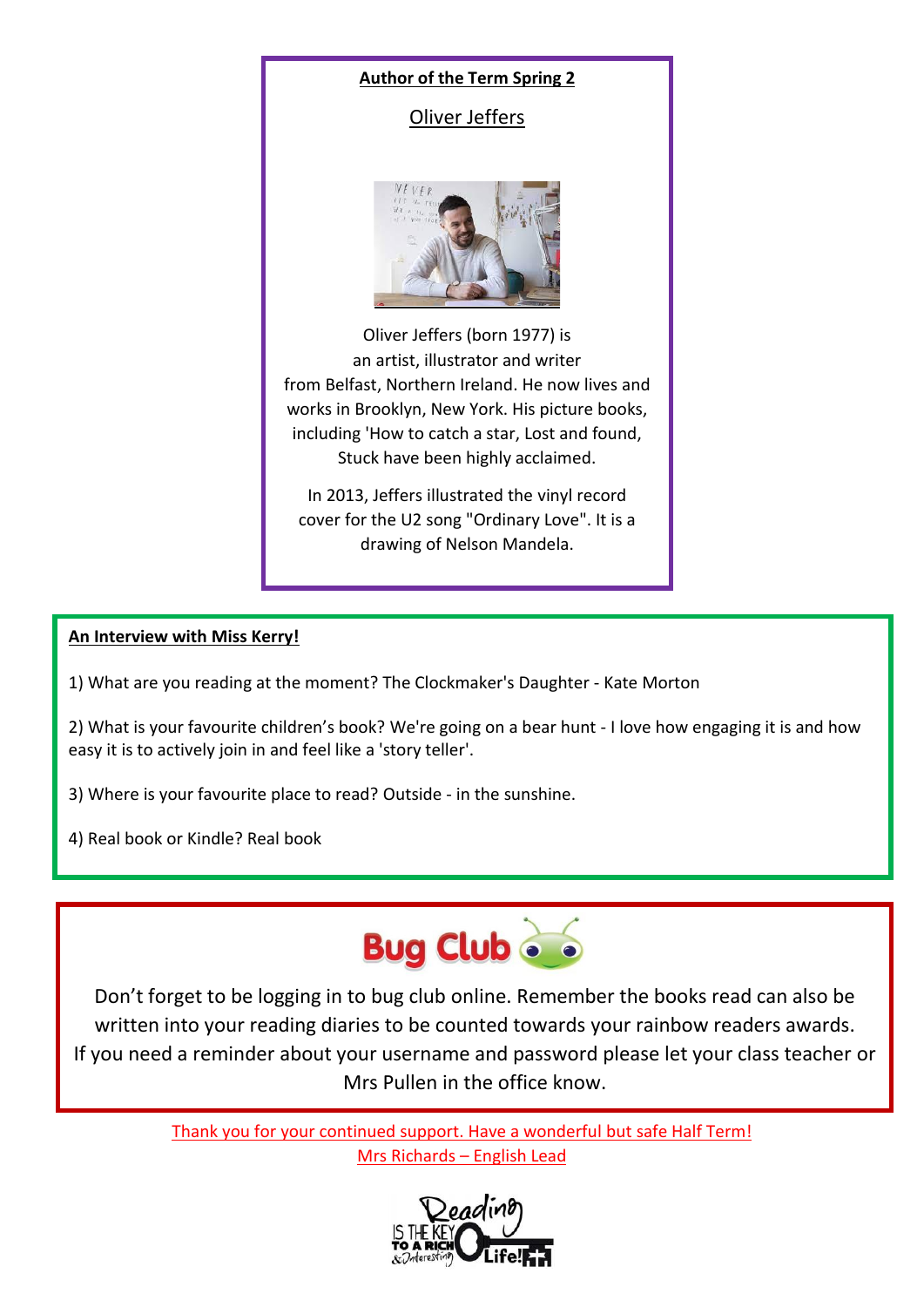**Author of the Term Spring 2**

Oliver Jeffers

Oliver Jeffers (born 1977) is an artist, illustrator and writer from Belfast, Northern Ireland. He now lives and works in Brooklyn, New York. His picture books, including 'How to catch a star, Lost and found, Stuck have been highly acclaimed.

In 2013, Jeffers illustrated the vinyl record cover for the U2 song "Ordinary Love". It is a drawing of Nelson Mandela.

**An Interview with Miss Kerry!**

1) What are you reading at the moment? The Clockmaker's Daughter - Kate Morton

2) What is your favourite children's book? We're going on a bear hunt - I love how engaging it is and how easy it is to actively join in and feel like a 'story teller'.

3) Where is your favourite place to read? Outside - in the sunshine.

4) Real book or Kindle? Real book

**Bug Club**

Don't forget to be logging in to bug club online. Remember the books read can also be written into your reading diaries to be counted towards your rainbow readers awards. If you need a reminder about your username and password please let your class teacher or Mrs Pullen in the office know.

Thank you for your continued support. Have a wonderful but safe Half Term!
Mrs Richards – English Lead

Reading IS THE KEY TO A RICH & Interesting Life!